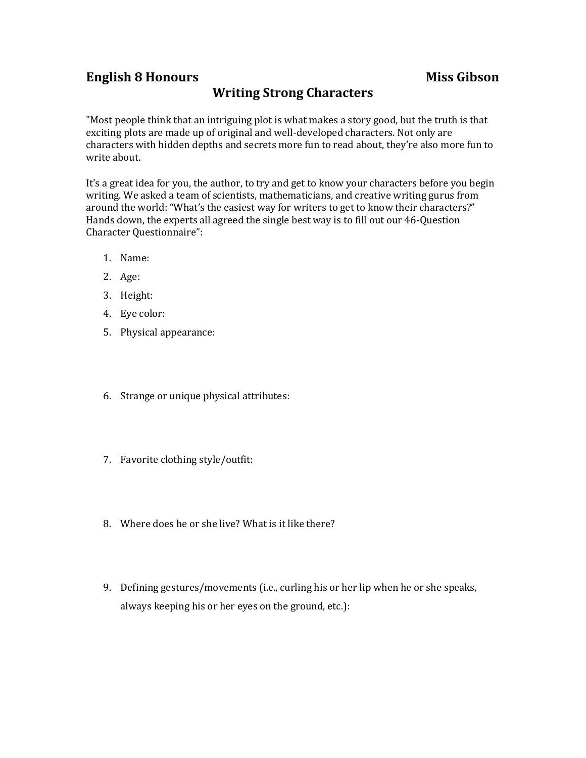**English 8 Honours** **Miss Gibson**

# Writing Strong Characters

"Most people think that an intriguing plot is what makes a story good, but the truth is that exciting plots are made up of original and well-developed characters. Not only are characters with hidden depths and secrets more fun to read about, they're also more fun to write about.

It's a great idea for you, the author, to try and get to know your characters before you begin writing. We asked a team of scientists, mathematicians, and creative writing gurus from around the world: "What's the easiest way for writers to get to know their characters?" Hands down, the experts all agreed the single best way is to fill out our 46-Question Character Questionnaire":

1. Name:
2. Age:
3. Height:
4. Eye color:
5. Physical appearance:
6. Strange or unique physical attributes:
7. Favorite clothing style/outfit:
8. Where does he or she live? What is it like there?
9. Defining gestures/movements (i.e., curling his or her lip when he or she speaks, always keeping his or her eyes on the ground, etc.):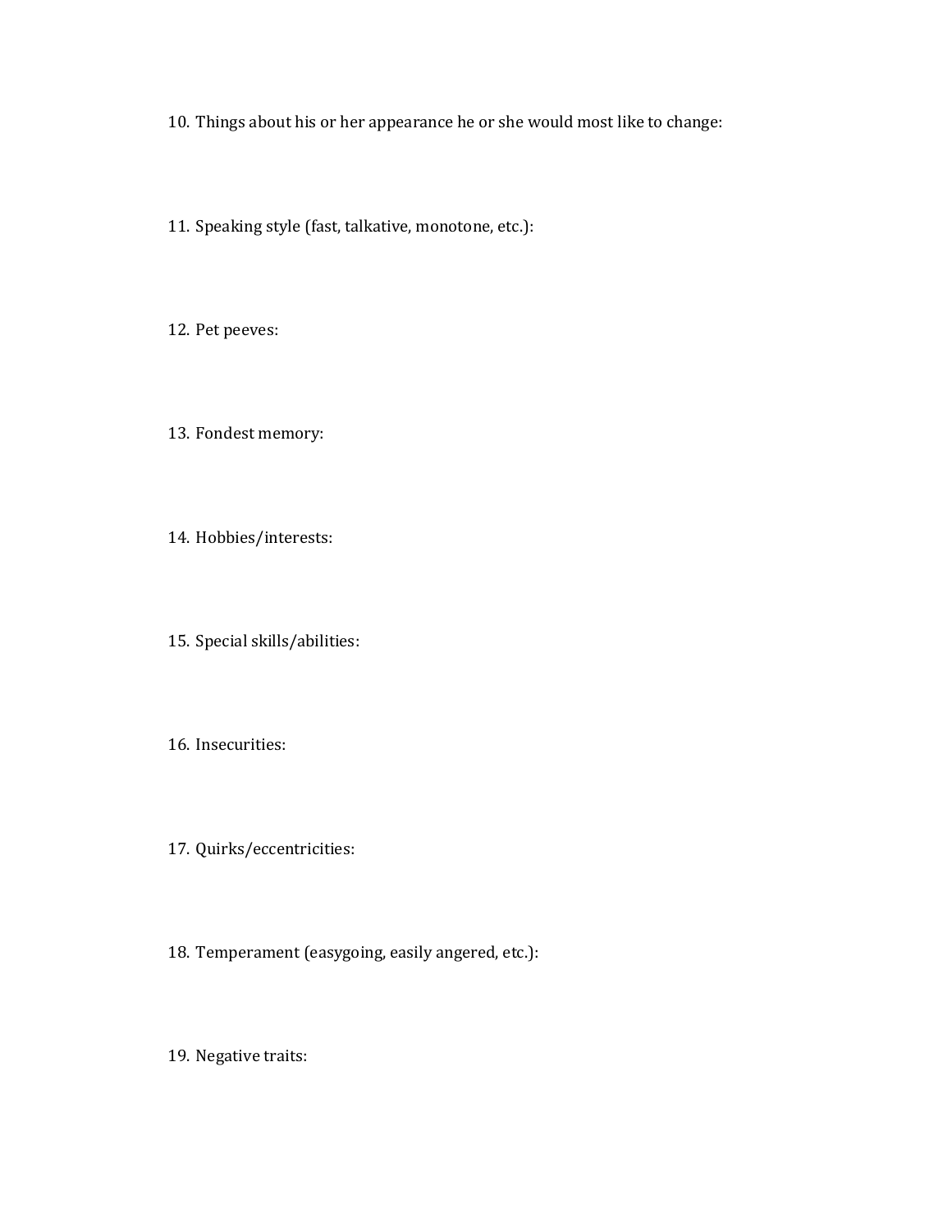10. Things about his or her appearance he or she would most like to change:

11. Speaking style (fast, talkative, monotone, etc.):

12. Pet peeves:

13. Fondest memory:

14. Hobbies/interests:

15. Special skills/abilities:

16. Insecurities:

17. Quirks/eccentricities:

18. Temperament (easygoing, easily angered, etc.):

19. Negative traits: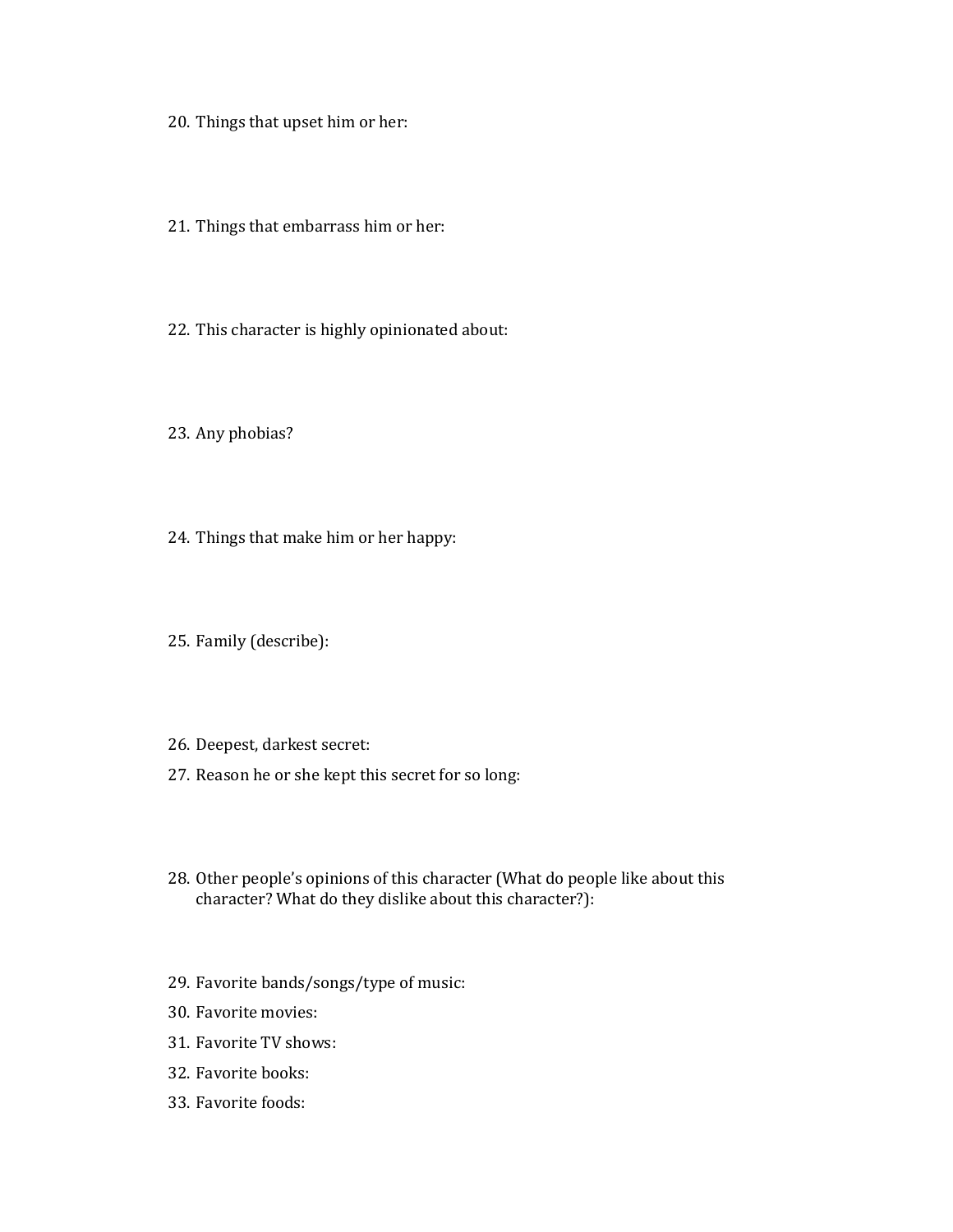20. Things that upset him or her:

21. Things that embarrass him or her:

22. This character is highly opinionated about:

23. Any phobias?

24. Things that make him or her happy:

25. Family (describe):

26. Deepest, darkest secret:
27. Reason he or she kept this secret for so long:

28. Other people's opinions of this character (What do people like about this character? What do they dislike about this character?):

29. Favorite bands/songs/type of music:
30. Favorite movies:
31. Favorite TV shows:
32. Favorite books:
33. Favorite foods: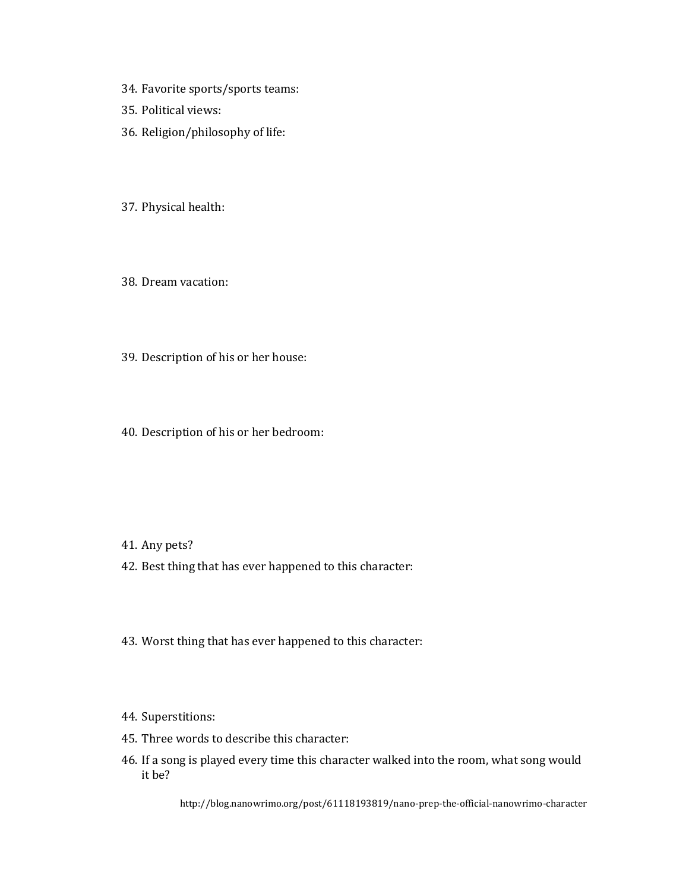34. Favorite sports/sports teams:
35. Political views:
36. Religion/philosophy of life:
37. Physical health:
38. Dream vacation:
39. Description of his or her house:
40. Description of his or her bedroom:
41. Any pets?
42. Best thing that has ever happened to this character:
43. Worst thing that has ever happened to this character:
44. Superstitions:
45. Three words to describe this character:
46. If a song is played every time this character walked into the room, what song would it be?

http://blog.nanowrimo.org/post/61118193819/nano-prep-the-official-nanowrimo-character